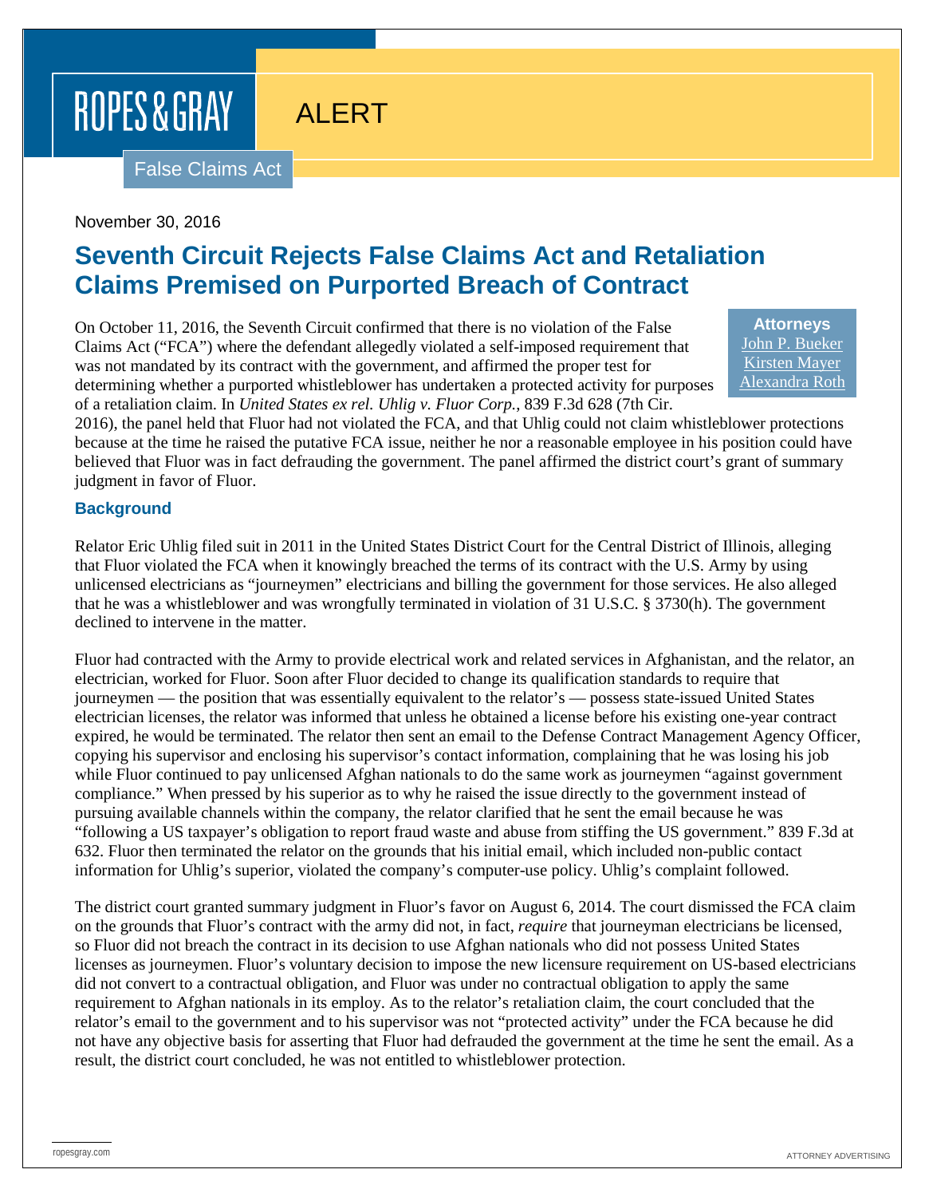ROPES & GRAY

ALERT

False Claims Act

November 30, 2016

# Seventh Circuit Rejects False Claims Act and Retaliation Claims Premised on Purported Breach of Contract

**Attorneys**
John P. Bueker
Kirsten Mayer
Alexandra Roth

On October 11, 2016, the Seventh Circuit confirmed that there is no violation of the False Claims Act ("FCA") where the defendant allegedly violated a self-imposed requirement that was not mandated by its contract with the government, and affirmed the proper test for determining whether a purported whistleblower has undertaken a protected activity for purposes of a retaliation claim. In *United States ex rel. Uhlig v. Fluor Corp.*, 839 F.3d 628 (7th Cir. 2016), the panel held that Fluor had not violated the FCA, and that Uhlig could not claim whistleblower protections because at the time he raised the putative FCA issue, neither he nor a reasonable employee in his position could have believed that Fluor was in fact defrauding the government. The panel affirmed the district court's grant of summary judgment in favor of Fluor.

## Background

Relator Eric Uhlig filed suit in 2011 in the United States District Court for the Central District of Illinois, alleging that Fluor violated the FCA when it knowingly breached the terms of its contract with the U.S. Army by using unlicensed electricians as "journeymen" electricians and billing the government for those services. He also alleged that he was a whistleblower and was wrongfully terminated in violation of 31 U.S.C. § 3730(h). The government declined to intervene in the matter.

Fluor had contracted with the Army to provide electrical work and related services in Afghanistan, and the relator, an electrician, worked for Fluor. Soon after Fluor decided to change its qualification standards to require that journeymen — the position that was essentially equivalent to the relator's — possess state-issued United States electrician licenses, the relator was informed that unless he obtained a license before his existing one-year contract expired, he would be terminated. The relator then sent an email to the Defense Contract Management Agency Officer, copying his supervisor and enclosing his supervisor's contact information, complaining that he was losing his job while Fluor continued to pay unlicensed Afghan nationals to do the same work as journeymen "against government compliance." When pressed by his superior as to why he raised the issue directly to the government instead of pursuing available channels within the company, the relator clarified that he sent the email because he was "following a US taxpayer's obligation to report fraud waste and abuse from stiffing the US government." 839 F.3d at 632. Fluor then terminated the relator on the grounds that his initial email, which included non-public contact information for Uhlig's superior, violated the company's computer-use policy. Uhlig's complaint followed.

The district court granted summary judgment in Fluor's favor on August 6, 2014. The court dismissed the FCA claim on the grounds that Fluor's contract with the army did not, in fact, *require* that journeyman electricians be licensed, so Fluor did not breach the contract in its decision to use Afghan nationals who did not possess United States licenses as journeymen. Fluor's voluntary decision to impose the new licensure requirement on US-based electricians did not convert to a contractual obligation, and Fluor was under no contractual obligation to apply the same requirement to Afghan nationals in its employ. As to the relator's retaliation claim, the court concluded that the relator's email to the government and to his supervisor was not "protected activity" under the FCA because he did not have any objective basis for asserting that Fluor had defrauded the government at the time he sent the email. As a result, the district court concluded, he was not entitled to whistleblower protection.

ropesgray.com

ATTORNEY ADVERTISING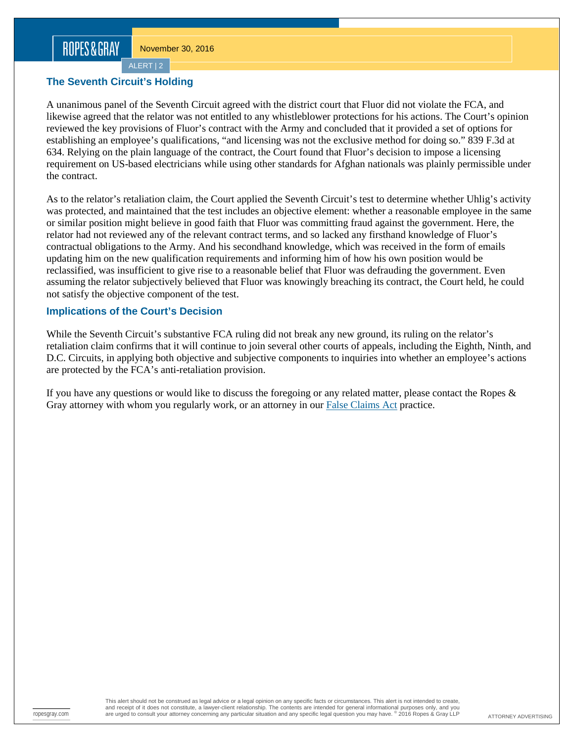### The Seventh Circuit's Holding

A unanimous panel of the Seventh Circuit agreed with the district court that Fluor did not violate the FCA, and likewise agreed that the relator was not entitled to any whistleblower protections for his actions. The Court's opinion reviewed the key provisions of Fluor's contract with the Army and concluded that it provided a set of options for establishing an employee's qualifications, "and licensing was not the exclusive method for doing so." 839 F.3d at 634. Relying on the plain language of the contract, the Court found that Fluor's decision to impose a licensing requirement on US-based electricians while using other standards for Afghan nationals was plainly permissible under the contract.

As to the relator's retaliation claim, the Court applied the Seventh Circuit's test to determine whether Uhlig's activity was protected, and maintained that the test includes an objective element: whether a reasonable employee in the same or similar position might believe in good faith that Fluor was committing fraud against the government. Here, the relator had not reviewed any of the relevant contract terms, and so lacked any firsthand knowledge of Fluor's contractual obligations to the Army. And his secondhand knowledge, which was received in the form of emails updating him on the new qualification requirements and informing him of how his own position would be reclassified, was insufficient to give rise to a reasonable belief that Fluor was defrauding the government. Even assuming the relator subjectively believed that Fluor was knowingly breaching its contract, the Court held, he could not satisfy the objective component of the test.

### Implications of the Court's Decision

While the Seventh Circuit's substantive FCA ruling did not break any new ground, its ruling on the relator's retaliation claim confirms that it will continue to join several other courts of appeals, including the Eighth, Ninth, and D.C. Circuits, in applying both objective and subjective components to inquiries into whether an employee's actions are protected by the FCA's anti-retaliation provision.

If you have any questions or would like to discuss the foregoing or any related matter, please contact the Ropes & Gray attorney with whom you regularly work, or an attorney in our False Claims Act practice.

This alert should not be construed as legal advice or a legal opinion on any specific facts or circumstances. This alert is not intended to create, and receipt of it does not constitute, a lawyer-client relationship. The contents are intended for general informational purposes only, and you are urged to consult your attorney concerning any particular situation and any specific legal question you may have. © 2016 Ropes & Gray LLP

ATTORNEY ADVERTISING